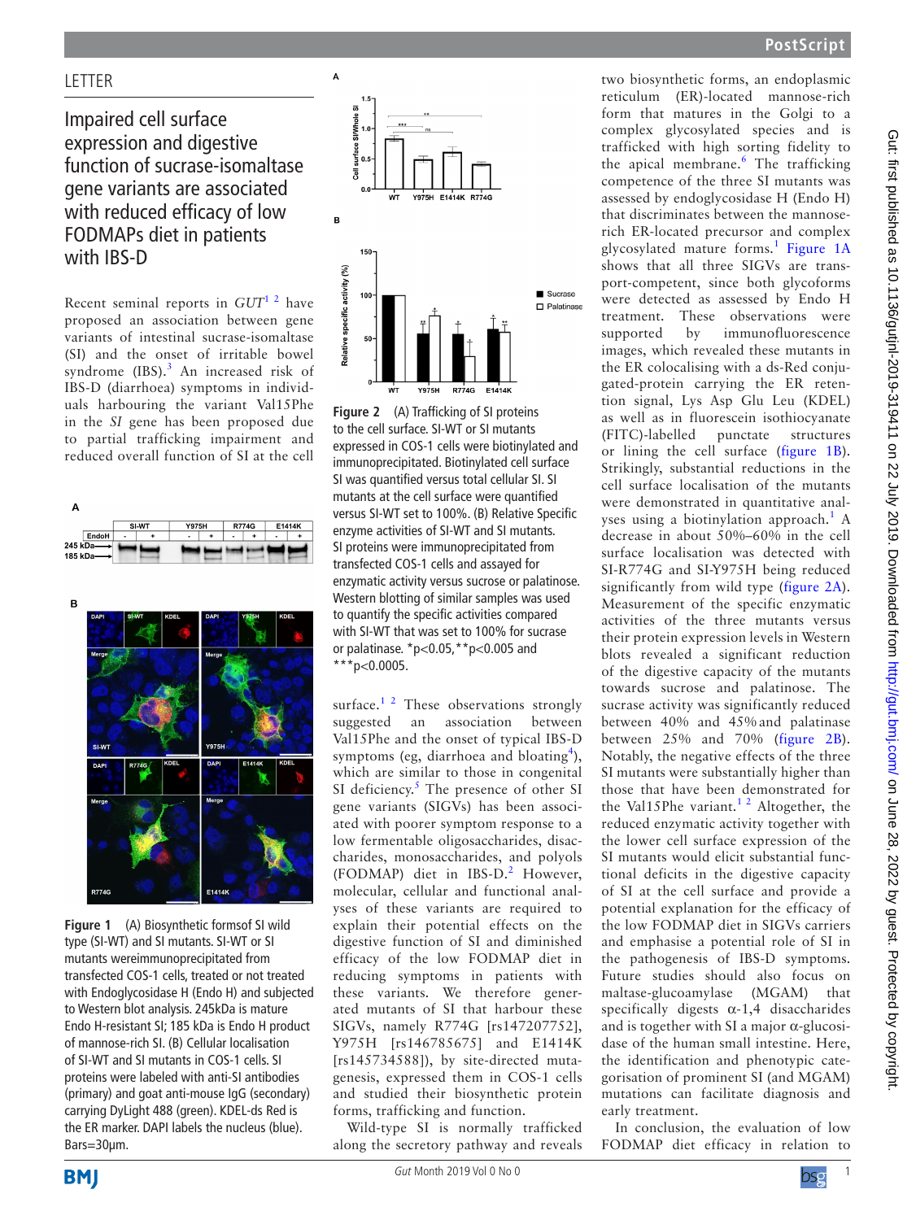LETTER

# Impaired cell surface expression and digestive function of sucrase-isomaltase gene variants are associated with reduced efficacy of low FODMAPs diet in patients with IBS-D

Recent seminal reports in *GUT*[1 2] have proposed an association between gene variants of intestinal sucrase-isomaltase (SI) and the onset of irritable bowel syndrome (IBS).[3] An increased risk of IBS-D (diarrhoea) symptoms in individuals harbouring the variant Val15Phe in the *SI* gene has been proposed due to partial trafficking impairment and reduced overall function of SI at the cell surface.[1 2] These observations strongly suggested an association between Val15Phe and the onset of typical IBS-D symptoms (eg, diarrhoea and bloating[4]), which are similar to those in congenital SI deficiency.[5] The presence of other SI gene variants (SIGVs) has been associated with poorer symptom response to a low fermentable oligosaccharides, disaccharides, monosaccharides, and polyols (FODMAP) diet in IBS-D.[2] However, molecular, cellular and functional analyses of these variants are required to explain their potential effects on the digestive function of SI and diminished efficacy of the low FODMAP diet in reducing symptoms in patients with these variants. We therefore generated mutants of SI that harbour these SIGVs, namely R774G [rs147207752], Y975H [rs146785675] and E1414K [rs145734588]), by site-directed mutagenesis, expressed them in COS-1 cells and studied their biosynthetic protein forms, trafficking and function.

Figure 1 (A) Biosynthetic formsof SI wild type (SI-WT) and SI mutants. SI-WT or SI mutants wereimmunoprecipitated from transfected COS-1 cells, treated or not treated with Endoglycosidase H (Endo H) and subjected to Western blot analysis. 245kDa is mature Endo H-resistant SI; 185 kDa is Endo H product of mannose-rich SI. (B) Cellular localisation of SI-WT and SI mutants in COS-1 cells. SI proteins were labeled with anti-SI antibodies (primary) and goat anti-mouse IgG (secondary) carrying DyLight 488 (green). KDEL-ds Red is the ER marker. DAPI labels the nucleus (blue). Bars=30µm.

Figure 2 (A) Trafficking of SI proteins to the cell surface. SI-WT or SI mutants expressed in COS-1 cells were biotinylated and immunoprecipitated. Biotinylated cell surface SI was quantified versus total cellular SI. SI mutants at the cell surface were quantified versus SI-WT set to 100%. (B) Relative Specific enzyme activities of SI-WT and SI mutants. SI proteins were immunoprecipitated from transfected COS-1 cells and assayed for enzymatic activity versus sucrose or palatinose. Western blotting of similar samples was used to quantify the specific activities compared with SI-WT that was set to 100% for sucrase or palatinase. *p<0.05,**p<0.005 and ***p<0.0005.

Wild-type SI is normally trafficked along the secretory pathway and reveals two biosynthetic forms, an endoplasmic reticulum (ER)-located mannose-rich form that matures in the Golgi to a complex glycosylated species and is trafficked with high sorting fidelity to the apical membrane.[6] The trafficking competence of the three SI mutants was assessed by endoglycosidase H (Endo H) that discriminates between the mannose-rich ER-located precursor and complex glycosylated mature forms.[1] Figure 1A shows that all three SIGVs are transport-competent, since both glycoforms were detected as assessed by Endo H treatment. These observations were supported by immunofluorescence images, which revealed these mutants in the ER colocalising with a ds-Red conjugated-protein carrying the ER retention signal, Lys Asp Glu Leu (KDEL) as well as in fluorescein isothiocyanate (FITC)-labelled punctate structures or lining the cell surface (figure 1B). Strikingly, substantial reductions in the cell surface localisation of the mutants were demonstrated in quantitative analyses using a biotinylation approach.[1] A decrease in about 50%–60% in the cell surface localisation was detected with SI-R774G and SI-Y975H being reduced significantly from wild type (figure 2A). Measurement of the specific enzymatic activities of the three mutants versus their protein expression levels in Western blots revealed a significant reduction of the digestive capacity of the mutants towards sucrose and palatinose. The sucrase activity was significantly reduced between 40% and 45% and palatinase between 25% and 70% (figure 2B). Notably, the negative effects of the three SI mutants were substantially higher than those that have been demonstrated for the Val15Phe variant.[1 2] Altogether, the reduced enzymatic activity together with the lower cell surface expression of the SI mutants would elicit substantial functional deficits in the digestive capacity of SI at the cell surface and provide a potential explanation for the efficacy of the low FODMAP diet in SIGVs carriers and emphasise a potential role of SI in the pathogenesis of IBS-D symptoms. Future studies should also focus on maltase-glucoamylase (MGAM) that specifically digests α-1,4 disaccharides and is together with SI a major α-glucosidase of the human small intestine. Here, the identification and phenotypic categorisation of prominent SI (and MGAM) mutations can facilitate diagnosis and early treatment.

In conclusion, the evaluation of low FODMAP diet efficacy in relation to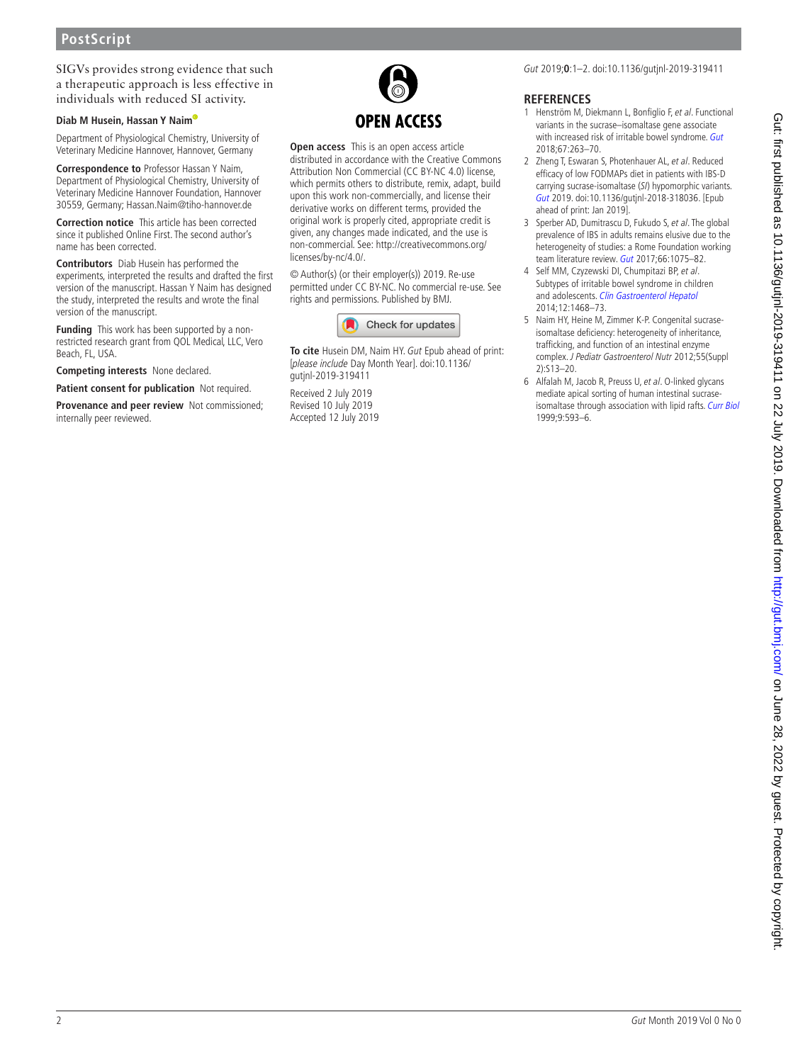SIGVs provides strong evidence that such a therapeutic approach is less effective in individuals with reduced SI activity.

**Diab M Husein, Hassan Y Naim**

Department of Physiological Chemistry, University of Veterinary Medicine Hannover, Hannover, Germany

**Correspondence to** Professor Hassan Y Naim, Department of Physiological Chemistry, University of Veterinary Medicine Hannover Foundation, Hannover 30559, Germany; Hassan.Naim@tiho-hannover.de

**Correction notice** This article has been corrected since it published Online First. The second author's name has been corrected.

**Contributors** Diab Husein has performed the experiments, interpreted the results and drafted the first version of the manuscript. Hassan Y Naim has designed the study, interpreted the results and wrote the final version of the manuscript.

**Funding** This work has been supported by a non-restricted research grant from QOL Medical, LLC, Vero Beach, FL, USA.

**Competing interests** None declared.

**Patient consent for publication** Not required.

**Provenance and peer review** Not commissioned; internally peer reviewed.

OPEN ACCESS

**Open access** This is an open access article distributed in accordance with the Creative Commons Attribution Non Commercial (CC BY-NC 4.0) license, which permits others to distribute, remix, adapt, build upon this work non-commercially, and license their derivative works on different terms, provided the original work is properly cited, appropriate credit is given, any changes made indicated, and the use is non-commercial. See: http://creativecommons.org/licenses/by-nc/4.0/.

© Author(s) (or their employer(s)) 2019. Re-use permitted under CC BY-NC. No commercial re-use. See rights and permissions. Published by BMJ.

**To cite** Husein DM, Naim HY. *Gut* Epub ahead of print: [*please include* Day Month Year]. doi:10.1136/gutjnl-2019-319411

Received 2 July 2019
Revised 10 July 2019
Accepted 12 July 2019

*Gut* 2019;**0**:1–2. doi:10.1136/gutjnl-2019-319411

## REFERENCES

1. Henström M, Diekmann L, Bonfiglio F, *et al*. Functional variants in the sucrase–isomaltase gene associate with increased risk of irritable bowel syndrome. *Gut* 2018;67:263–70.
2. Zheng T, Eswaran S, Photenhauer AL, *et al*. Reduced efficacy of low FODMAPs diet in patients with IBS-D carrying sucrase-isomaltase (*SI*) hypomorphic variants. *Gut* 2019. doi:10.1136/gutjnl-2018-318036. [Epub ahead of print: Jan 2019].
3. Sperber AD, Dumitrascu D, Fukudo S, *et al*. The global prevalence of IBS in adults remains elusive due to the heterogeneity of studies: a Rome Foundation working team literature review. *Gut* 2017;66:1075–82.
4. Self MM, Czyzewski DI, Chumpitazi BP, *et al*. Subtypes of irritable bowel syndrome in children and adolescents. *Clin Gastroenterol Hepatol* 2014;12:1468–73.
5. Naim HY, Heine M, Zimmer K-P. Congenital sucrase-isomaltase deficiency: heterogeneity of inheritance, trafficking, and function of an intestinal enzyme complex. *J Pediatr Gastroenterol Nutr* 2012;55(Suppl 2):S13–20.
6. Alfalah M, Jacob R, Preuss U, *et al*. O-linked glycans mediate apical sorting of human intestinal sucrase-isomaltase through association with lipid rafts. *Curr Biol* 1999;9:593–6.